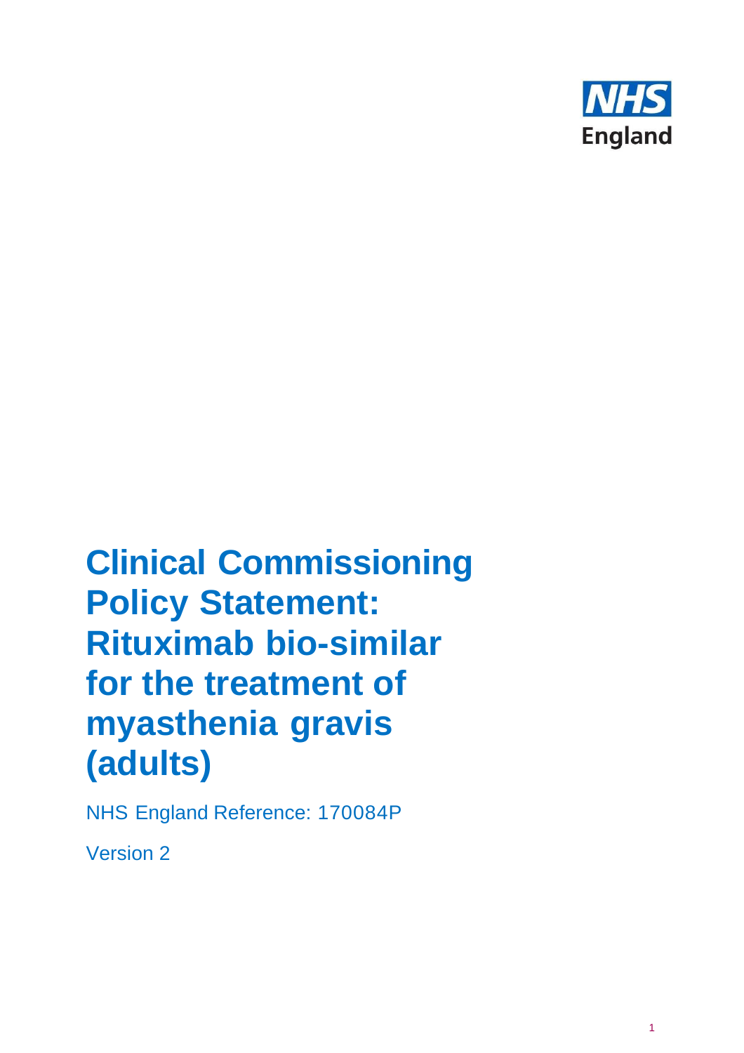NHS England

# Clinical Commissioning Policy Statement: Rituximab bio-similar for the treatment of myasthenia gravis (adults)

NHS England Reference: 170084P

Version 2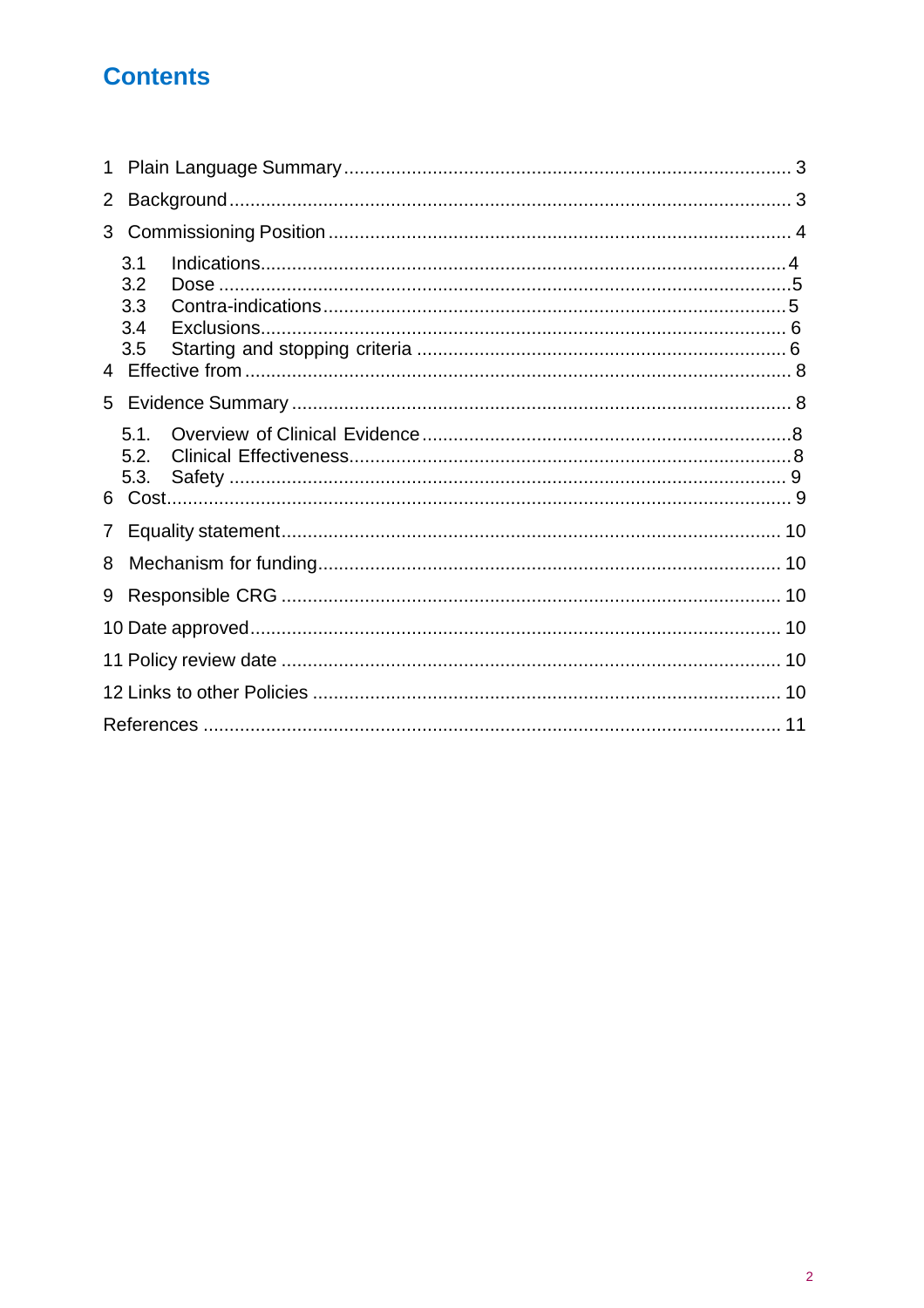# Contents

1 Plain Language Summary ..................................................................................... 3

2 Background .......................................................................................................... 3

3 Commissioning Position ....................................................................................... 4

- 3.1 Indications..................................................................................................... 4
- 3.2 Dose .............................................................................................................. 5
- 3.3 Contra-indications ......................................................................................... 5
- 3.4 Exclusions ..................................................................................................... 6
- 3.5 Starting and stopping criteria ........................................................................ 6

4 Effective from ....................................................................................................... 8

5 Evidence Summary .............................................................................................. 8

- 5.1. Overview of Clinical Evidence ...................................................................... 8
- 5.2. Clinical Effectiveness .................................................................................... 8
- 5.3. Safety ............................................................................................................ 9

6 Cost ...................................................................................................................... 9

7 Equality statement .............................................................................................. 10

8 Mechanism for funding ....................................................................................... 10

9 Responsible CRG ............................................................................................... 10

10 Date approved .................................................................................................. 10

11 Policy review date ............................................................................................. 10

12 Links to other Policies ...................................................................................... 10

References ............................................................................................................. 11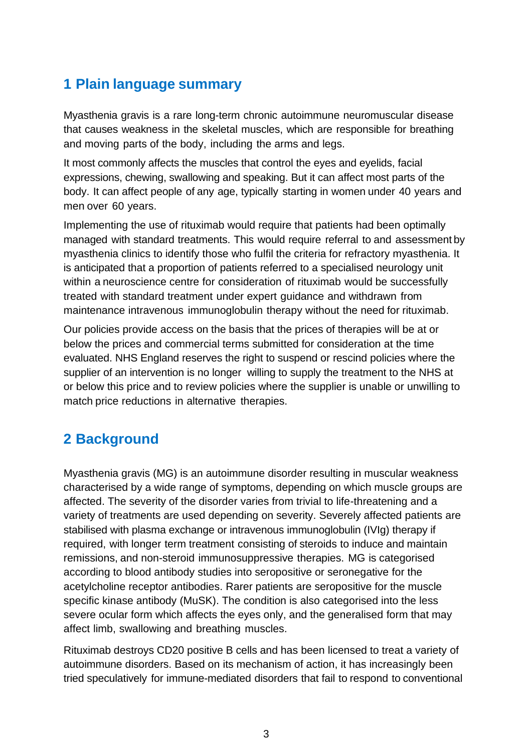## 1 Plain language summary

Myasthenia gravis is a rare long-term chronic autoimmune neuromuscular disease that causes weakness in the skeletal muscles, which are responsible for breathing and moving parts of the body, including the arms and legs.

It most commonly affects the muscles that control the eyes and eyelids, facial expressions, chewing, swallowing and speaking. But it can affect most parts of the body. It can affect people of any age, typically starting in women under 40 years and men over 60 years.

Implementing the use of rituximab would require that patients had been optimally managed with standard treatments. This would require referral to and assessment by myasthenia clinics to identify those who fulfil the criteria for refractory myasthenia. It is anticipated that a proportion of patients referred to a specialised neurology unit within a neuroscience centre for consideration of rituximab would be successfully treated with standard treatment under expert guidance and withdrawn from maintenance intravenous immunoglobulin therapy without the need for rituximab.

Our policies provide access on the basis that the prices of therapies will be at or below the prices and commercial terms submitted for consideration at the time evaluated. NHS England reserves the right to suspend or rescind policies where the supplier of an intervention is no longer willing to supply the treatment to the NHS at or below this price and to review policies where the supplier is unable or unwilling to match price reductions in alternative therapies.

## 2 Background

Myasthenia gravis (MG) is an autoimmune disorder resulting in muscular weakness characterised by a wide range of symptoms, depending on which muscle groups are affected. The severity of the disorder varies from trivial to life-threatening and a variety of treatments are used depending on severity. Severely affected patients are stabilised with plasma exchange or intravenous immunoglobulin (IVIg) therapy if required, with longer term treatment consisting of steroids to induce and maintain remissions, and non-steroid immunosuppressive therapies. MG is categorised according to blood antibody studies into seropositive or seronegative for the acetylcholine receptor antibodies. Rarer patients are seropositive for the muscle specific kinase antibody (MuSK). The condition is also categorised into the less severe ocular form which affects the eyes only, and the generalised form that may affect limb, swallowing and breathing muscles.

Rituximab destroys CD20 positive B cells and has been licensed to treat a variety of autoimmune disorders. Based on its mechanism of action, it has increasingly been tried speculatively for immune-mediated disorders that fail to respond to conventional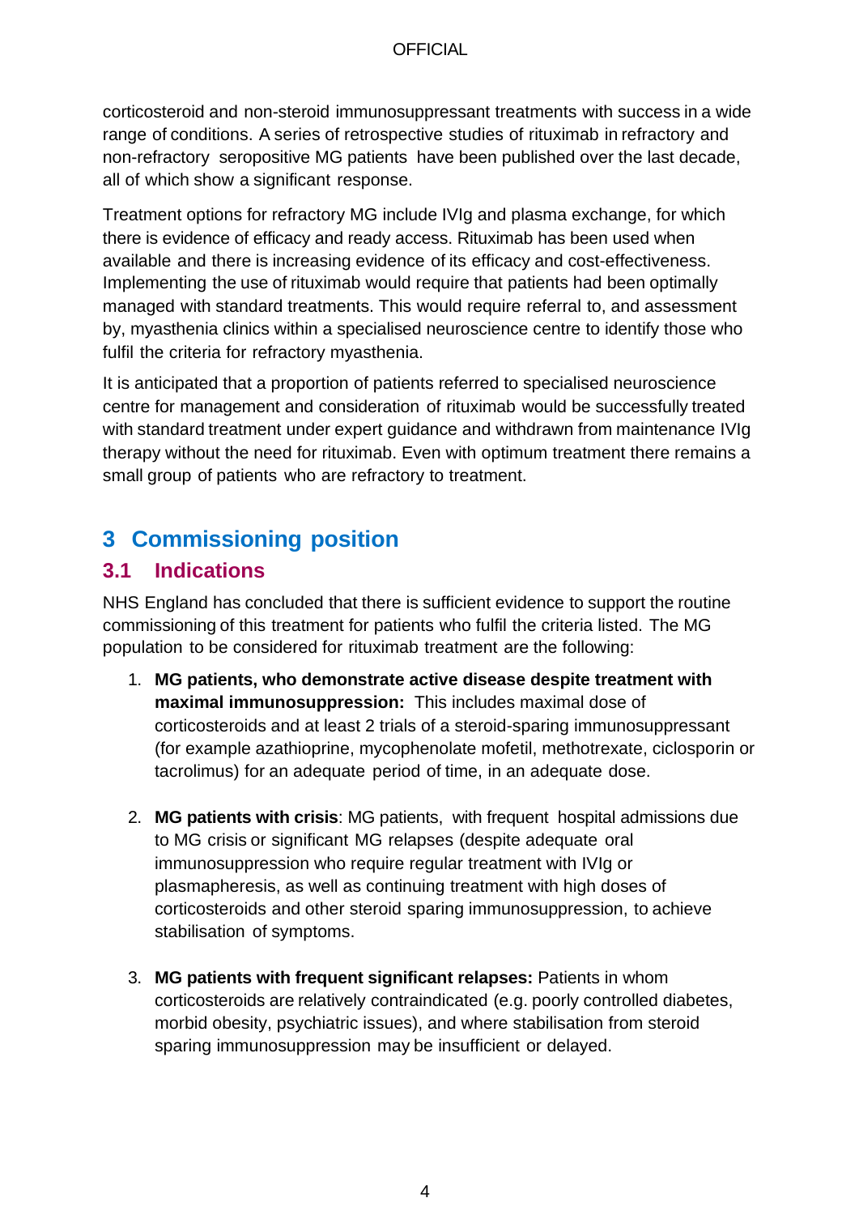corticosteroid and non-steroid immunosuppressant treatments with success in a wide range of conditions. A series of retrospective studies of rituximab in refractory and non-refractory seropositive MG patients have been published over the last decade, all of which show a significant response.

Treatment options for refractory MG include IVIg and plasma exchange, for which there is evidence of efficacy and ready access. Rituximab has been used when available and there is increasing evidence of its efficacy and cost-effectiveness. Implementing the use of rituximab would require that patients had been optimally managed with standard treatments. This would require referral to, and assessment by, myasthenia clinics within a specialised neuroscience centre to identify those who fulfil the criteria for refractory myasthenia.

It is anticipated that a proportion of patients referred to specialised neuroscience centre for management and consideration of rituximab would be successfully treated with standard treatment under expert guidance and withdrawn from maintenance IVIg therapy without the need for rituximab. Even with optimum treatment there remains a small group of patients who are refractory to treatment.

# 3 Commissioning position

## 3.1 Indications

NHS England has concluded that there is sufficient evidence to support the routine commissioning of this treatment for patients who fulfil the criteria listed. The MG population to be considered for rituximab treatment are the following:

1. **MG patients, who demonstrate active disease despite treatment with maximal immunosuppression:** This includes maximal dose of corticosteroids and at least 2 trials of a steroid-sparing immunosuppressant (for example azathioprine, mycophenolate mofetil, methotrexate, ciclosporin or tacrolimus) for an adequate period of time, in an adequate dose.

2. **MG patients with crisis**: MG patients, with frequent hospital admissions due to MG crisis or significant MG relapses (despite adequate oral immunosuppression who require regular treatment with IVIg or plasmapheresis, as well as continuing treatment with high doses of corticosteroids and other steroid sparing immunosuppression, to achieve stabilisation of symptoms.

3. **MG patients with frequent significant relapses:** Patients in whom corticosteroids are relatively contraindicated (e.g. poorly controlled diabetes, morbid obesity, psychiatric issues), and where stabilisation from steroid sparing immunosuppression may be insufficient or delayed.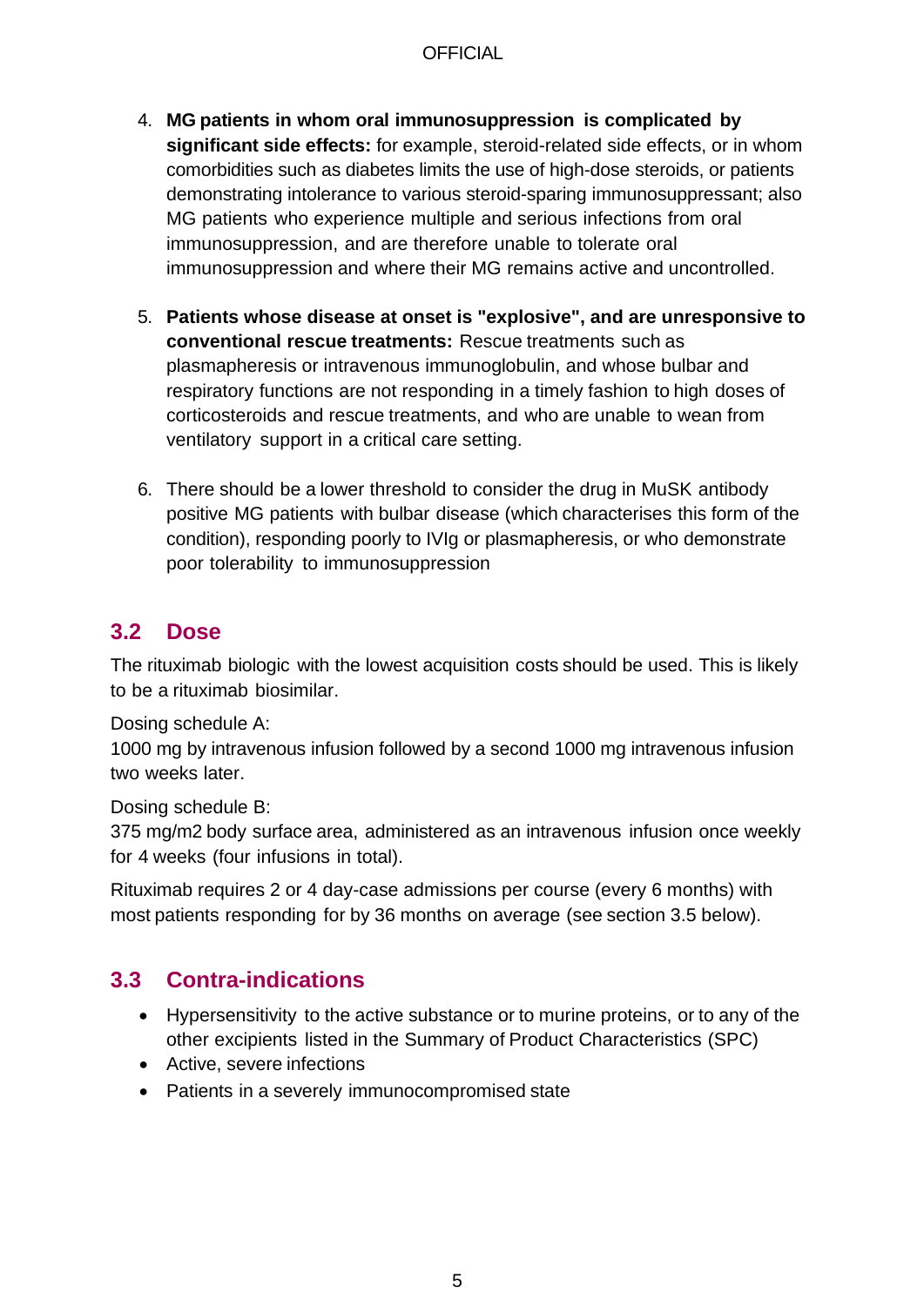4. **MG patients in whom oral immunosuppression is complicated by significant side effects:** for example, steroid-related side effects, or in whom comorbidities such as diabetes limits the use of high-dose steroids, or patients demonstrating intolerance to various steroid-sparing immunosuppressant; also MG patients who experience multiple and serious infections from oral immunosuppression, and are therefore unable to tolerate oral immunosuppression and where their MG remains active and uncontrolled.

5. **Patients whose disease at onset is "explosive", and are unresponsive to conventional rescue treatments:** Rescue treatments such as plasmapheresis or intravenous immunoglobulin, and whose bulbar and respiratory functions are not responding in a timely fashion to high doses of corticosteroids and rescue treatments, and who are unable to wean from ventilatory support in a critical care setting.

6. There should be a lower threshold to consider the drug in MuSK antibody positive MG patients with bulbar disease (which characterises this form of the condition), responding poorly to IVIg or plasmapheresis, or who demonstrate poor tolerability to immunosuppression

## 3.2 Dose

The rituximab biologic with the lowest acquisition costs should be used. This is likely to be a rituximab biosimilar.

Dosing schedule A:
1000 mg by intravenous infusion followed by a second 1000 mg intravenous infusion two weeks later.

Dosing schedule B:
375 mg/m2 body surface area, administered as an intravenous infusion once weekly for 4 weeks (four infusions in total).

Rituximab requires 2 or 4 day-case admissions per course (every 6 months) with most patients responding for by 36 months on average (see section 3.5 below).

## 3.3 Contra-indications

- Hypersensitivity to the active substance or to murine proteins, or to any of the other excipients listed in the Summary of Product Characteristics (SPC)
- Active, severe infections
- Patients in a severely immunocompromised state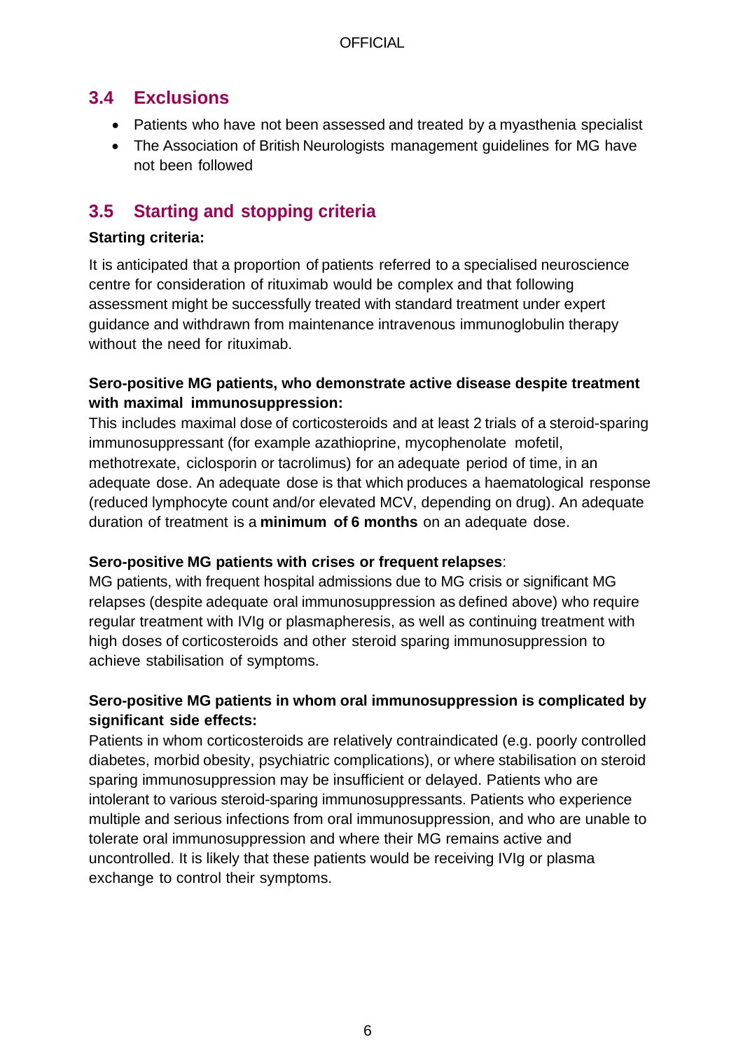## 3.4 Exclusions

- Patients who have not been assessed and treated by a myasthenia specialist
- The Association of British Neurologists management guidelines for MG have not been followed

## 3.5 Starting and stopping criteria

**Starting criteria:**

It is anticipated that a proportion of patients referred to a specialised neuroscience centre for consideration of rituximab would be complex and that following assessment might be successfully treated with standard treatment under expert guidance and withdrawn from maintenance intravenous immunoglobulin therapy without the need for rituximab.

**Sero-positive MG patients, who demonstrate active disease despite treatment with maximal immunosuppression:**

This includes maximal dose of corticosteroids and at least 2 trials of a steroid-sparing immunosuppressant (for example azathioprine, mycophenolate mofetil, methotrexate, ciclosporin or tacrolimus) for an adequate period of time, in an adequate dose. An adequate dose is that which produces a haematological response (reduced lymphocyte count and/or elevated MCV, depending on drug). An adequate duration of treatment is a **minimum of 6 months** on an adequate dose.

**Sero-positive MG patients with crises or frequent relapses**:

MG patients, with frequent hospital admissions due to MG crisis or significant MG relapses (despite adequate oral immunosuppression as defined above) who require regular treatment with IVIg or plasmapheresis, as well as continuing treatment with high doses of corticosteroids and other steroid sparing immunosuppression to achieve stabilisation of symptoms.

**Sero-positive MG patients in whom oral immunosuppression is complicated by significant side effects:**

Patients in whom corticosteroids are relatively contraindicated (e.g. poorly controlled diabetes, morbid obesity, psychiatric complications), or where stabilisation on steroid sparing immunosuppression may be insufficient or delayed. Patients who are intolerant to various steroid-sparing immunosuppressants. Patients who experience multiple and serious infections from oral immunosuppression, and who are unable to tolerate oral immunosuppression and where their MG remains active and uncontrolled. It is likely that these patients would be receiving IVIg or plasma exchange to control their symptoms.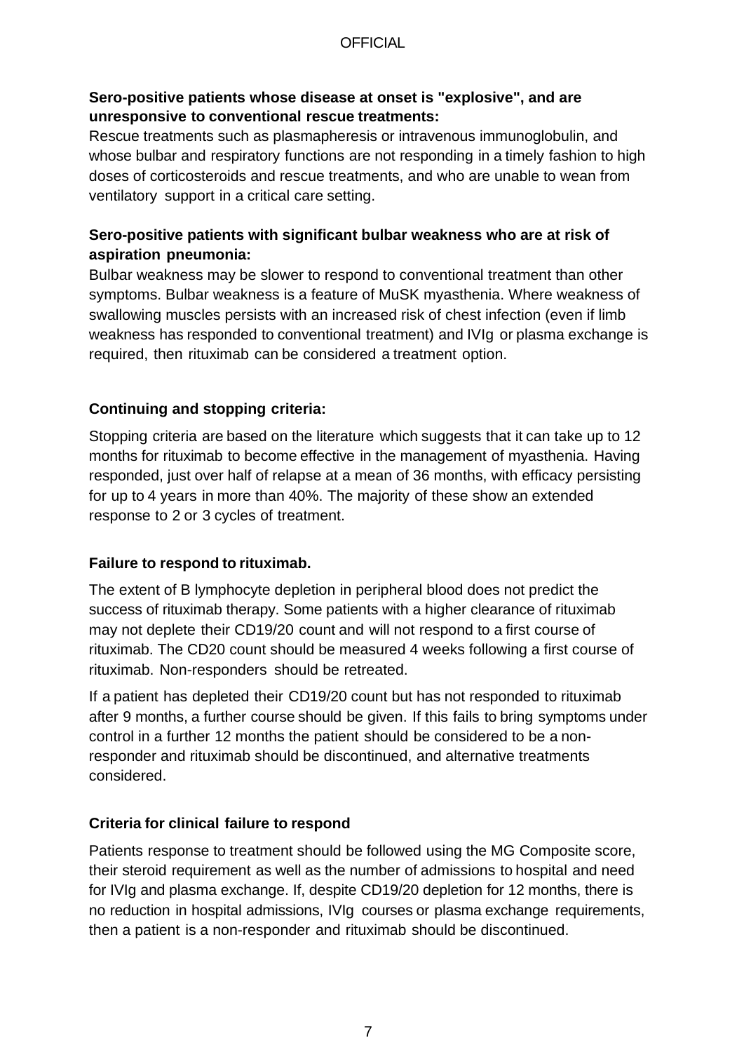**Sero-positive patients whose disease at onset is "explosive", and are unresponsive to conventional rescue treatments:**

Rescue treatments such as plasmapheresis or intravenous immunoglobulin, and whose bulbar and respiratory functions are not responding in a timely fashion to high doses of corticosteroids and rescue treatments, and who are unable to wean from ventilatory support in a critical care setting.

**Sero-positive patients with significant bulbar weakness who are at risk of aspiration pneumonia:**

Bulbar weakness may be slower to respond to conventional treatment than other symptoms. Bulbar weakness is a feature of MuSK myasthenia. Where weakness of swallowing muscles persists with an increased risk of chest infection (even if limb weakness has responded to conventional treatment) and IVIg or plasma exchange is required, then rituximab can be considered a treatment option.

**Continuing and stopping criteria:**

Stopping criteria are based on the literature which suggests that it can take up to 12 months for rituximab to become effective in the management of myasthenia. Having responded, just over half of relapse at a mean of 36 months, with efficacy persisting for up to 4 years in more than 40%. The majority of these show an extended response to 2 or 3 cycles of treatment.

**Failure to respond to rituximab.**

The extent of B lymphocyte depletion in peripheral blood does not predict the success of rituximab therapy. Some patients with a higher clearance of rituximab may not deplete their CD19/20 count and will not respond to a first course of rituximab. The CD20 count should be measured 4 weeks following a first course of rituximab. Non-responders should be retreated.

If a patient has depleted their CD19/20 count but has not responded to rituximab after 9 months, a further course should be given. If this fails to bring symptoms under control in a further 12 months the patient should be considered to be a non-responder and rituximab should be discontinued, and alternative treatments considered.

**Criteria for clinical failure to respond**

Patients response to treatment should be followed using the MG Composite score, their steroid requirement as well as the number of admissions to hospital and need for IVIg and plasma exchange. If, despite CD19/20 depletion for 12 months, there is no reduction in hospital admissions, IVIg courses or plasma exchange requirements, then a patient is a non-responder and rituximab should be discontinued.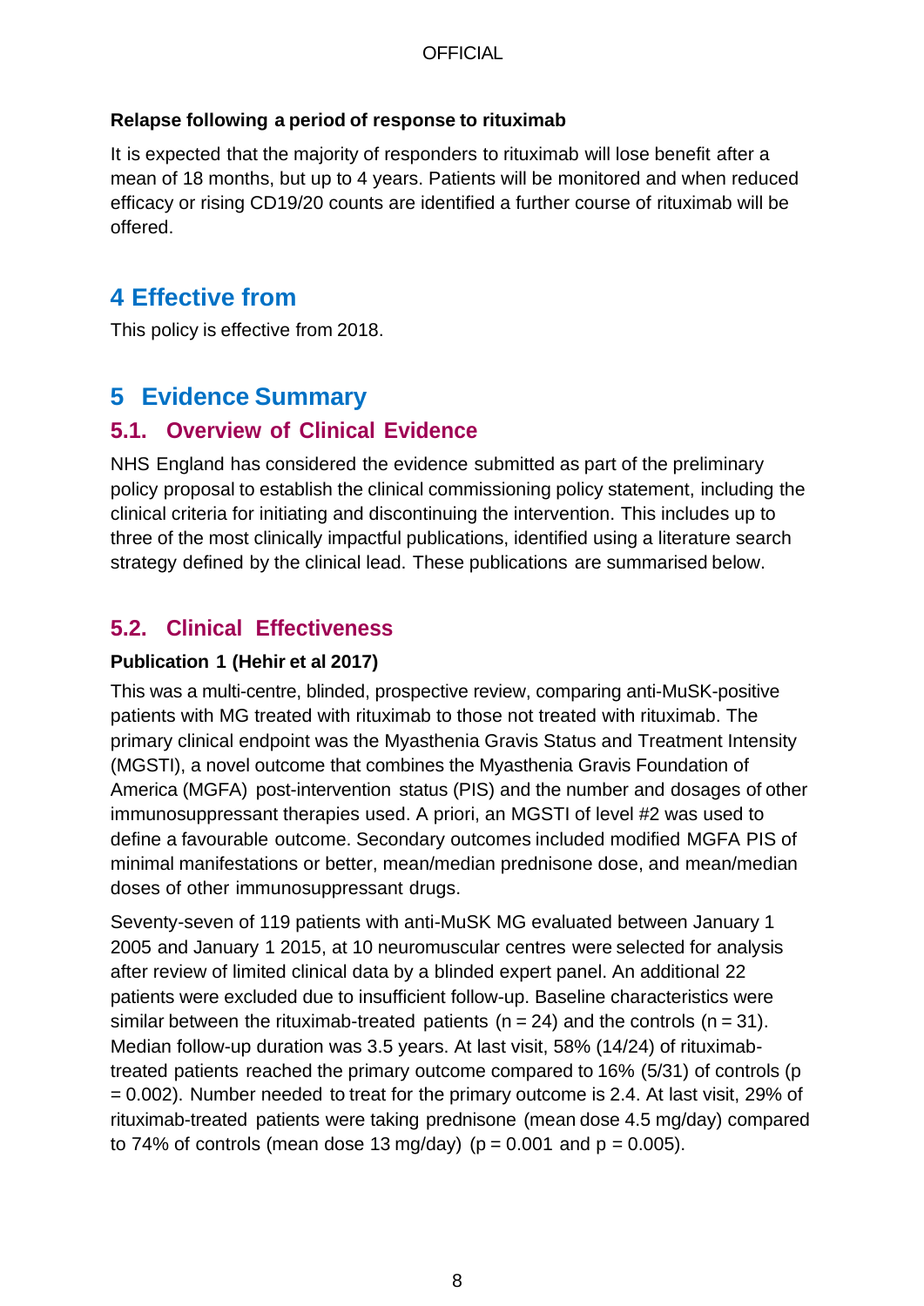**Relapse following a period of response to rituximab**

It is expected that the majority of responders to rituximab will lose benefit after a mean of 18 months, but up to 4 years. Patients will be monitored and when reduced efficacy or rising CD19/20 counts are identified a further course of rituximab will be offered.

# 4 Effective from

This policy is effective from 2018.

# 5 Evidence Summary

## 5.1. Overview of Clinical Evidence

NHS England has considered the evidence submitted as part of the preliminary policy proposal to establish the clinical commissioning policy statement, including the clinical criteria for initiating and discontinuing the intervention. This includes up to three of the most clinically impactful publications, identified using a literature search strategy defined by the clinical lead. These publications are summarised below.

## 5.2. Clinical Effectiveness

**Publication 1 (Hehir et al 2017)**

This was a multi-centre, blinded, prospective review, comparing anti-MuSK-positive patients with MG treated with rituximab to those not treated with rituximab. The primary clinical endpoint was the Myasthenia Gravis Status and Treatment Intensity (MGSTI), a novel outcome that combines the Myasthenia Gravis Foundation of America (MGFA) post-intervention status (PIS) and the number and dosages of other immunosuppressant therapies used. A priori, an MGSTI of level #2 was used to define a favourable outcome. Secondary outcomes included modified MGFA PIS of minimal manifestations or better, mean/median prednisone dose, and mean/median doses of other immunosuppressant drugs.

Seventy-seven of 119 patients with anti-MuSK MG evaluated between January 1 2005 and January 1 2015, at 10 neuromuscular centres were selected for analysis after review of limited clinical data by a blinded expert panel. An additional 22 patients were excluded due to insufficient follow-up. Baseline characteristics were similar between the rituximab-treated patients ($n = 24$) and the controls ($n = 31$). Median follow-up duration was 3.5 years. At last visit, 58% (14/24) of rituximab-treated patients reached the primary outcome compared to 16% (5/31) of controls ($p = 0.002$). Number needed to treat for the primary outcome is 2.4. At last visit, 29% of rituximab-treated patients were taking prednisone (mean dose 4.5 mg/day) compared to 74% of controls (mean dose 13 mg/day) ($p = 0.001$ and $p = 0.005$).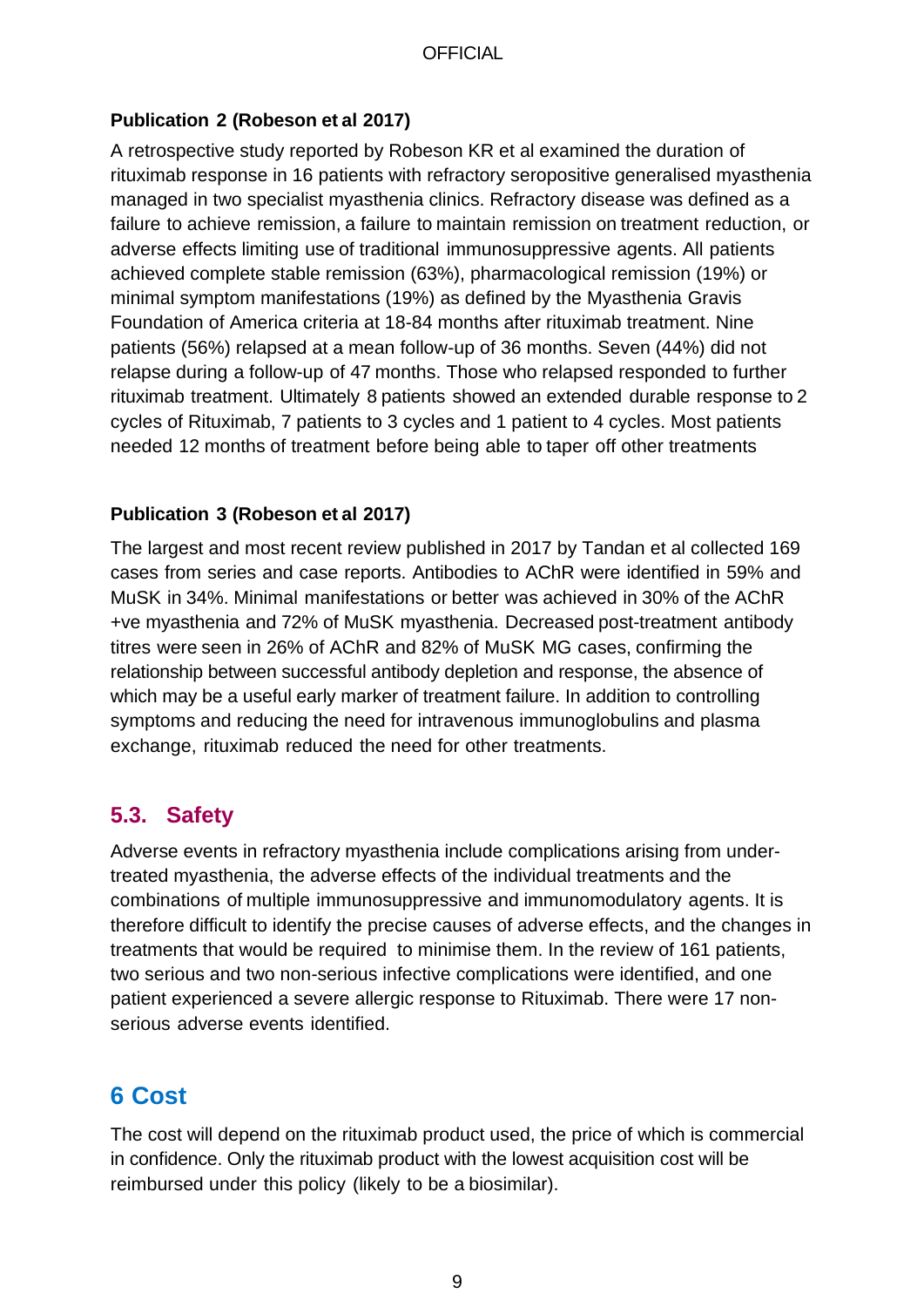**Publication 2 (Robeson et al 2017)**

A retrospective study reported by Robeson KR et al examined the duration of rituximab response in 16 patients with refractory seropositive generalised myasthenia managed in two specialist myasthenia clinics. Refractory disease was defined as a failure to achieve remission, a failure to maintain remission on treatment reduction, or adverse effects limiting use of traditional immunosuppressive agents. All patients achieved complete stable remission (63%), pharmacological remission (19%) or minimal symptom manifestations (19%) as defined by the Myasthenia Gravis Foundation of America criteria at 18-84 months after rituximab treatment. Nine patients (56%) relapsed at a mean follow-up of 36 months. Seven (44%) did not relapse during a follow-up of 47 months. Those who relapsed responded to further rituximab treatment. Ultimately 8 patients showed an extended durable response to 2 cycles of Rituximab, 7 patients to 3 cycles and 1 patient to 4 cycles. Most patients needed 12 months of treatment before being able to taper off other treatments

**Publication 3 (Robeson et al 2017)**

The largest and most recent review published in 2017 by Tandan et al collected 169 cases from series and case reports. Antibodies to AChR were identified in 59% and MuSK in 34%. Minimal manifestations or better was achieved in 30% of the AChR +ve myasthenia and 72% of MuSK myasthenia. Decreased post-treatment antibody titres were seen in 26% of AChR and 82% of MuSK MG cases, confirming the relationship between successful antibody depletion and response, the absence of which may be a useful early marker of treatment failure. In addition to controlling symptoms and reducing the need for intravenous immunoglobulins and plasma exchange, rituximab reduced the need for other treatments.

## 5.3. Safety

Adverse events in refractory myasthenia include complications arising from under-treated myasthenia, the adverse effects of the individual treatments and the combinations of multiple immunosuppressive and immunomodulatory agents. It is therefore difficult to identify the precise causes of adverse effects, and the changes in treatments that would be required to minimise them. In the review of 161 patients, two serious and two non-serious infective complications were identified, and one patient experienced a severe allergic response to Rituximab. There were 17 non-serious adverse events identified.

# 6 Cost

The cost will depend on the rituximab product used, the price of which is commercial in confidence. Only the rituximab product with the lowest acquisition cost will be reimbursed under this policy (likely to be a biosimilar).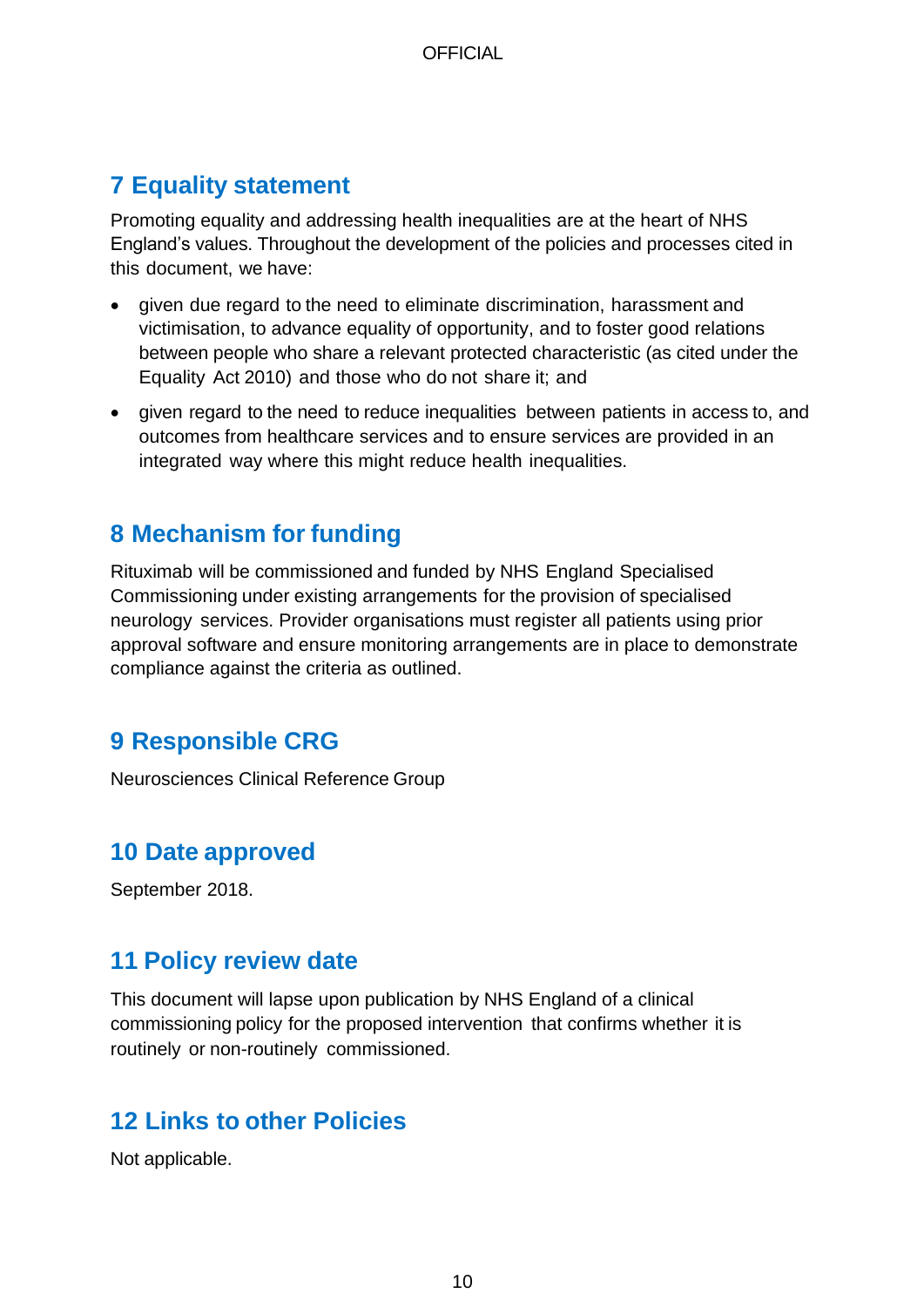## 7 Equality statement

Promoting equality and addressing health inequalities are at the heart of NHS England's values. Throughout the development of the policies and processes cited in this document, we have:

- given due regard to the need to eliminate discrimination, harassment and victimisation, to advance equality of opportunity, and to foster good relations between people who share a relevant protected characteristic (as cited under the Equality Act 2010) and those who do not share it; and
- given regard to the need to reduce inequalities between patients in access to, and outcomes from healthcare services and to ensure services are provided in an integrated way where this might reduce health inequalities.

## 8 Mechanism for funding

Rituximab will be commissioned and funded by NHS England Specialised Commissioning under existing arrangements for the provision of specialised neurology services. Provider organisations must register all patients using prior approval software and ensure monitoring arrangements are in place to demonstrate compliance against the criteria as outlined.

## 9 Responsible CRG

Neurosciences Clinical Reference Group

## 10 Date approved

September 2018.

## 11 Policy review date

This document will lapse upon publication by NHS England of a clinical commissioning policy for the proposed intervention that confirms whether it is routinely or non-routinely commissioned.

## 12 Links to other Policies

Not applicable.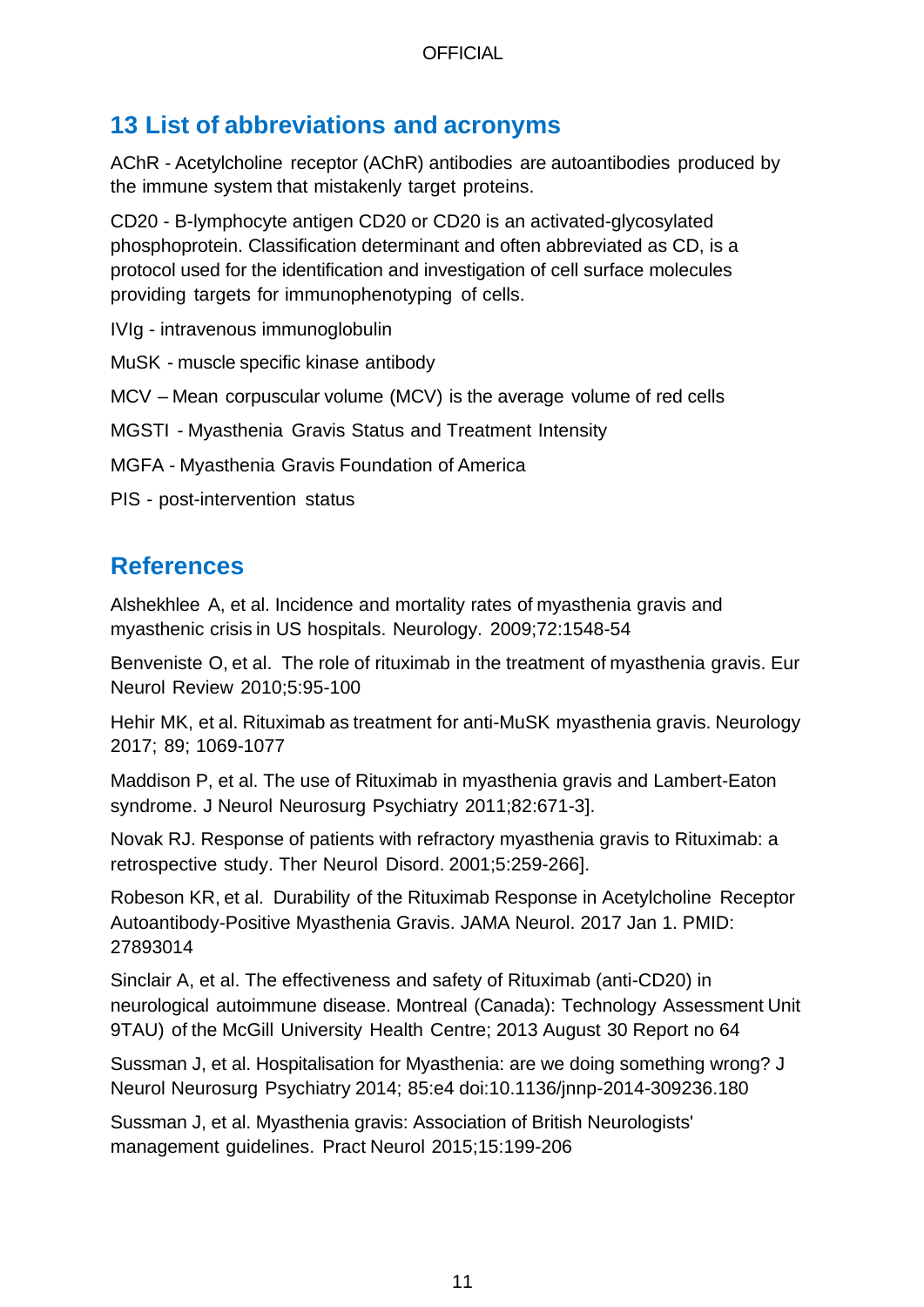## 13 List of abbreviations and acronyms

AChR - Acetylcholine receptor (AChR) antibodies are autoantibodies produced by the immune system that mistakenly target proteins.

CD20 - B-lymphocyte antigen CD20 or CD20 is an activated-glycosylated phosphoprotein. Classification determinant and often abbreviated as CD, is a protocol used for the identification and investigation of cell surface molecules providing targets for immunophenotyping of cells.

IVIg - intravenous immunoglobulin

MuSK - muscle specific kinase antibody

MCV – Mean corpuscular volume (MCV) is the average volume of red cells

MGSTI - Myasthenia Gravis Status and Treatment Intensity

MGFA - Myasthenia Gravis Foundation of America

PIS - post-intervention status

## References

Alshekhlee A, et al. Incidence and mortality rates of myasthenia gravis and myasthenic crisis in US hospitals. Neurology. 2009;72:1548-54

Benveniste O, et al. The role of rituximab in the treatment of myasthenia gravis. Eur Neurol Review 2010;5:95-100

Hehir MK, et al. Rituximab as treatment for anti-MuSK myasthenia gravis. Neurology 2017; 89; 1069-1077

Maddison P, et al. The use of Rituximab in myasthenia gravis and Lambert-Eaton syndrome. J Neurol Neurosurg Psychiatry 2011;82:671-3].

Novak RJ. Response of patients with refractory myasthenia gravis to Rituximab: a retrospective study. Ther Neurol Disord. 2001;5:259-266].

Robeson KR, et al. Durability of the Rituximab Response in Acetylcholine Receptor Autoantibody-Positive Myasthenia Gravis. JAMA Neurol. 2017 Jan 1. PMID: 27893014

Sinclair A, et al. The effectiveness and safety of Rituximab (anti-CD20) in neurological autoimmune disease. Montreal (Canada): Technology Assessment Unit 9TAU) of the McGill University Health Centre; 2013 August 30 Report no 64

Sussman J, et al. Hospitalisation for Myasthenia: are we doing something wrong? J Neurol Neurosurg Psychiatry 2014; 85:e4 doi:10.1136/jnnp-2014-309236.180

Sussman J, et al. Myasthenia gravis: Association of British Neurologists' management guidelines. Pract Neurol 2015;15:199-206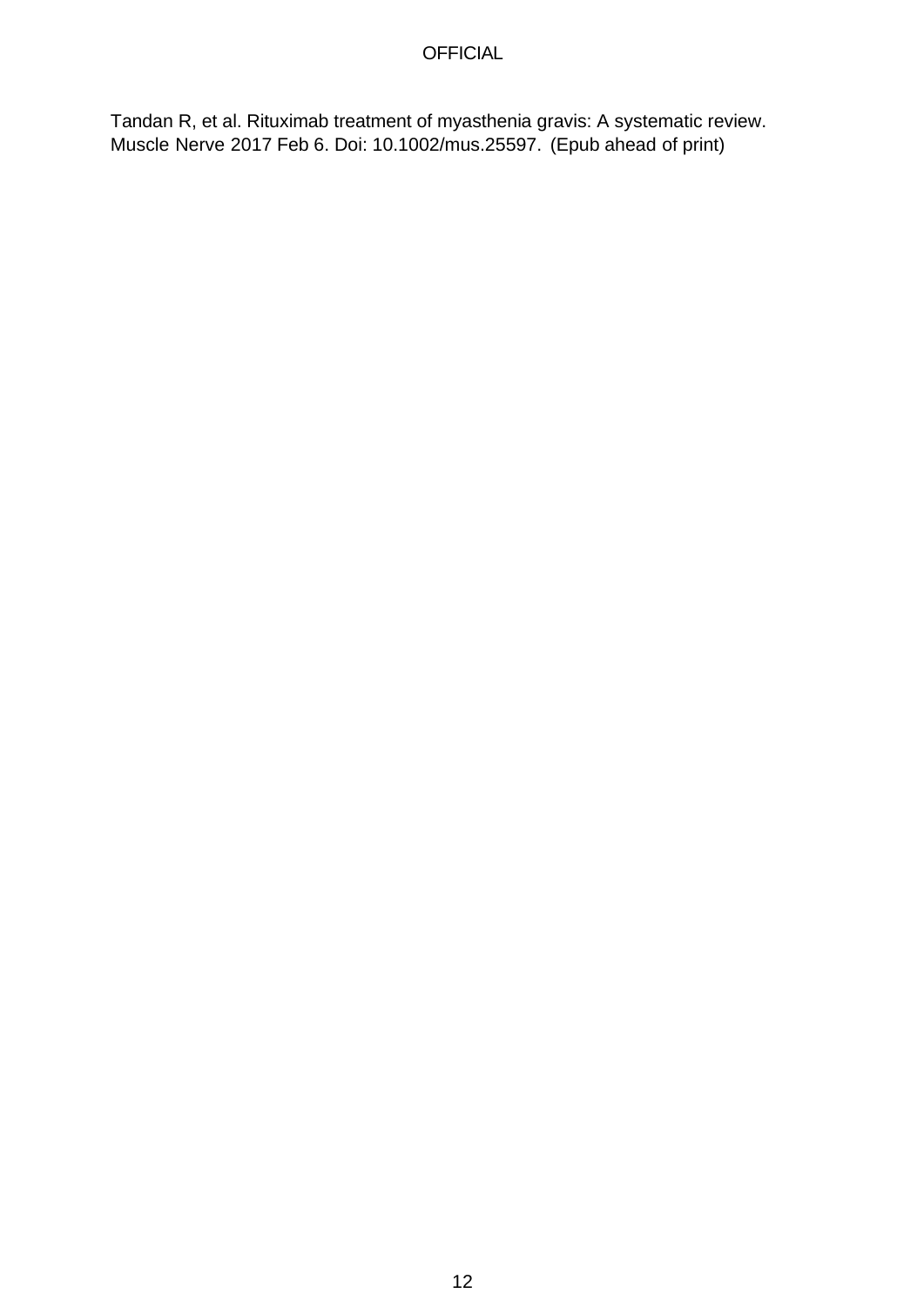Tandan R, et al. Rituximab treatment of myasthenia gravis: A systematic review. Muscle Nerve 2017 Feb 6. Doi: 10.1002/mus.25597. (Epub ahead of print)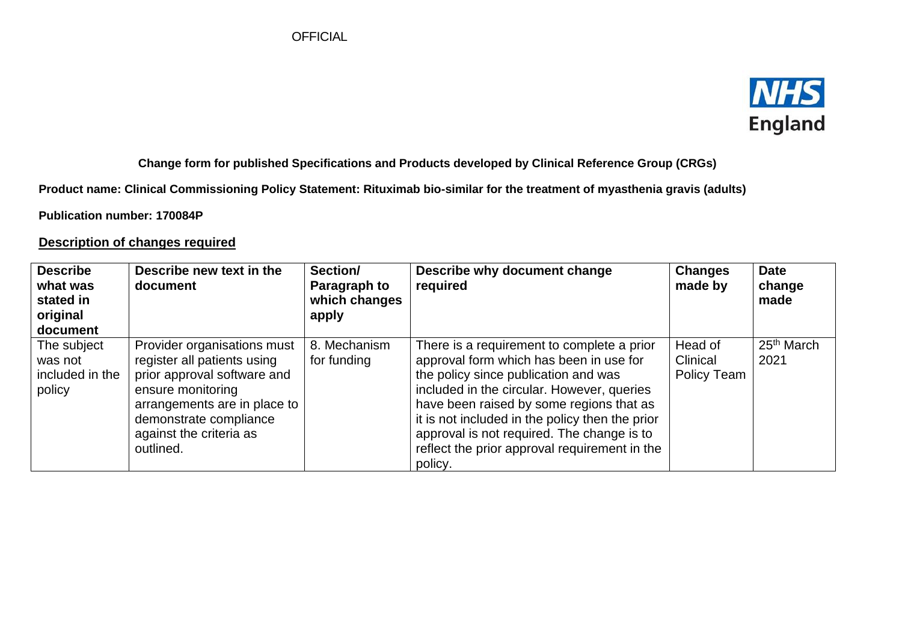**Change form for published Specifications and Products developed by Clinical Reference Group (CRGs)**

**Product name: Clinical Commissioning Policy Statement: Rituximab bio-similar for the treatment of myasthenia gravis (adults)**

**Publication number: 170084P**

## Description of changes required

| Describe what was stated in original document | Describe new text in the document | Section/ Paragraph to which changes apply | Describe why document change required | Changes made by | Date change made |
|---|---|---|---|---|---|
| The subject was not included in the policy | Provider organisations must register all patients using prior approval software and ensure monitoring arrangements are in place to demonstrate compliance against the criteria as outlined. | 8. Mechanism for funding | There is a requirement to complete a prior approval form which has been in use for the policy since publication and was included in the circular. However, queries have been raised by some regions that as it is not included in the policy then the prior approval is not required. The change is to reflect the prior approval requirement in the policy. | Head of Clinical Policy Team | 25th March 2021 |